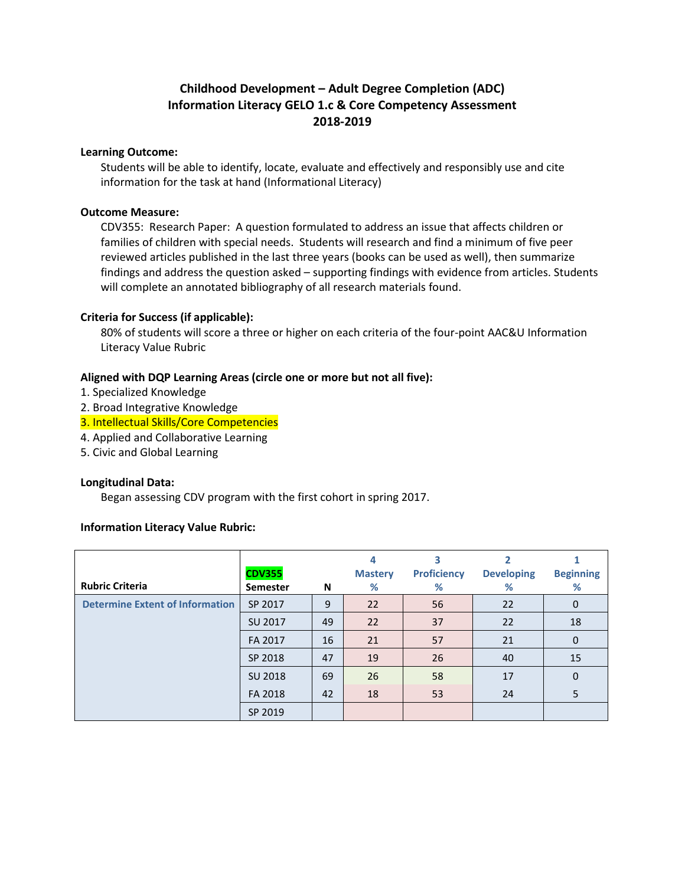# Childhood Development – Adult Degree Completion (ADC)
# Information Literacy GELO 1.c & Core Competency Assessment
# 2018-2019

**Learning Outcome:**

Students will be able to identify, locate, evaluate and effectively and responsibly use and cite information for the task at hand (Informational Literacy)

**Outcome Measure:**

CDV355: Research Paper: A question formulated to address an issue that affects children or families of children with special needs. Students will research and find a minimum of five peer reviewed articles published in the last three years (books can be used as well), then summarize findings and address the question asked – supporting findings with evidence from articles. Students will complete an annotated bibliography of all research materials found.

**Criteria for Success (if applicable):**

80% of students will score a three or higher on each criteria of the four-point AAC&U Information Literacy Value Rubric

**Aligned with DQP Learning Areas (circle one or more but not all five):**

1. Specialized Knowledge
2. Broad Integrative Knowledge
3. Intellectual Skills/Core Competencies
4. Applied and Collaborative Learning
5. Civic and Global Learning

**Longitudinal Data:**

Began assessing CDV program with the first cohort in spring 2017.

**Information Literacy Value Rubric:**

| Rubric Criteria | CDV355 Semester | N | 4 Mastery % | 3 Proficiency % | 2 Developing % | 1 Beginning % |
|---|---|---|---|---|---|---|
| Determine Extent of Information | SP 2017 | 9 | 22 | 56 | 22 | 0 |
| | SU 2017 | 49 | 22 | 37 | 22 | 18 |
| | FA 2017 | 16 | 21 | 57 | 21 | 0 |
| | SP 2018 | 47 | 19 | 26 | 40 | 15 |
| | SU 2018 | 69 | 26 | 58 | 17 | 0 |
| | FA 2018 | 42 | 18 | 53 | 24 | 5 |
| | SP 2019 | | | | | |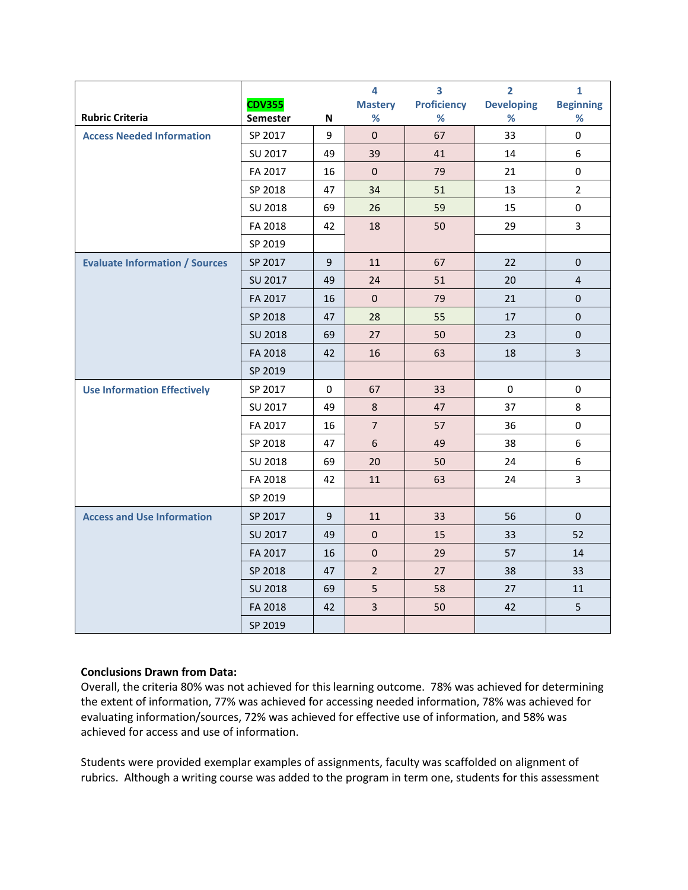| Rubric Criteria | CDV355 Semester | N | 4 Mastery % | 3 Proficiency % | 2 Developing % | 1 Beginning % |
|---|---|---|---|---|---|---|
| Access Needed Information | SP 2017 | 9 | 0 | 67 | 33 | 0 |
| | SU 2017 | 49 | 39 | 41 | 14 | 6 |
| | FA 2017 | 16 | 0 | 79 | 21 | 0 |
| | SP 2018 | 47 | 34 | 51 | 13 | 2 |
| | SU 2018 | 69 | 26 | 59 | 15 | 0 |
| | FA 2018 | 42 | 18 | 50 | 29 | 3 |
| | SP 2019 | | | | | |
| Evaluate Information / Sources | SP 2017 | 9 | 11 | 67 | 22 | 0 |
| | SU 2017 | 49 | 24 | 51 | 20 | 4 |
| | FA 2017 | 16 | 0 | 79 | 21 | 0 |
| | SP 2018 | 47 | 28 | 55 | 17 | 0 |
| | SU 2018 | 69 | 27 | 50 | 23 | 0 |
| | FA 2018 | 42 | 16 | 63 | 18 | 3 |
| | SP 2019 | | | | | |
| Use Information Effectively | SP 2017 | 0 | 67 | 33 | 0 | 0 |
| | SU 2017 | 49 | 8 | 47 | 37 | 8 |
| | FA 2017 | 16 | 7 | 57 | 36 | 0 |
| | SP 2018 | 47 | 6 | 49 | 38 | 6 |
| | SU 2018 | 69 | 20 | 50 | 24 | 6 |
| | FA 2018 | 42 | 11 | 63 | 24 | 3 |
| | SP 2019 | | | | | |
| Access and Use Information | SP 2017 | 9 | 11 | 33 | 56 | 0 |
| | SU 2017 | 49 | 0 | 15 | 33 | 52 |
| | FA 2017 | 16 | 0 | 29 | 57 | 14 |
| | SP 2018 | 47 | 2 | 27 | 38 | 33 |
| | SU 2018 | 69 | 5 | 58 | 27 | 11 |
| | FA 2018 | 42 | 3 | 50 | 42 | 5 |
| | SP 2019 | | | | | |

**Conclusions Drawn from Data:**
Overall, the criteria 80% was not achieved for this learning outcome. 78% was achieved for determining the extent of information, 77% was achieved for accessing needed information, 78% was achieved for evaluating information/sources, 72% was achieved for effective use of information, and 58% was achieved for access and use of information.

Students were provided exemplar examples of assignments, faculty was scaffolded on alignment of rubrics. Although a writing course was added to the program in term one, students for this assessment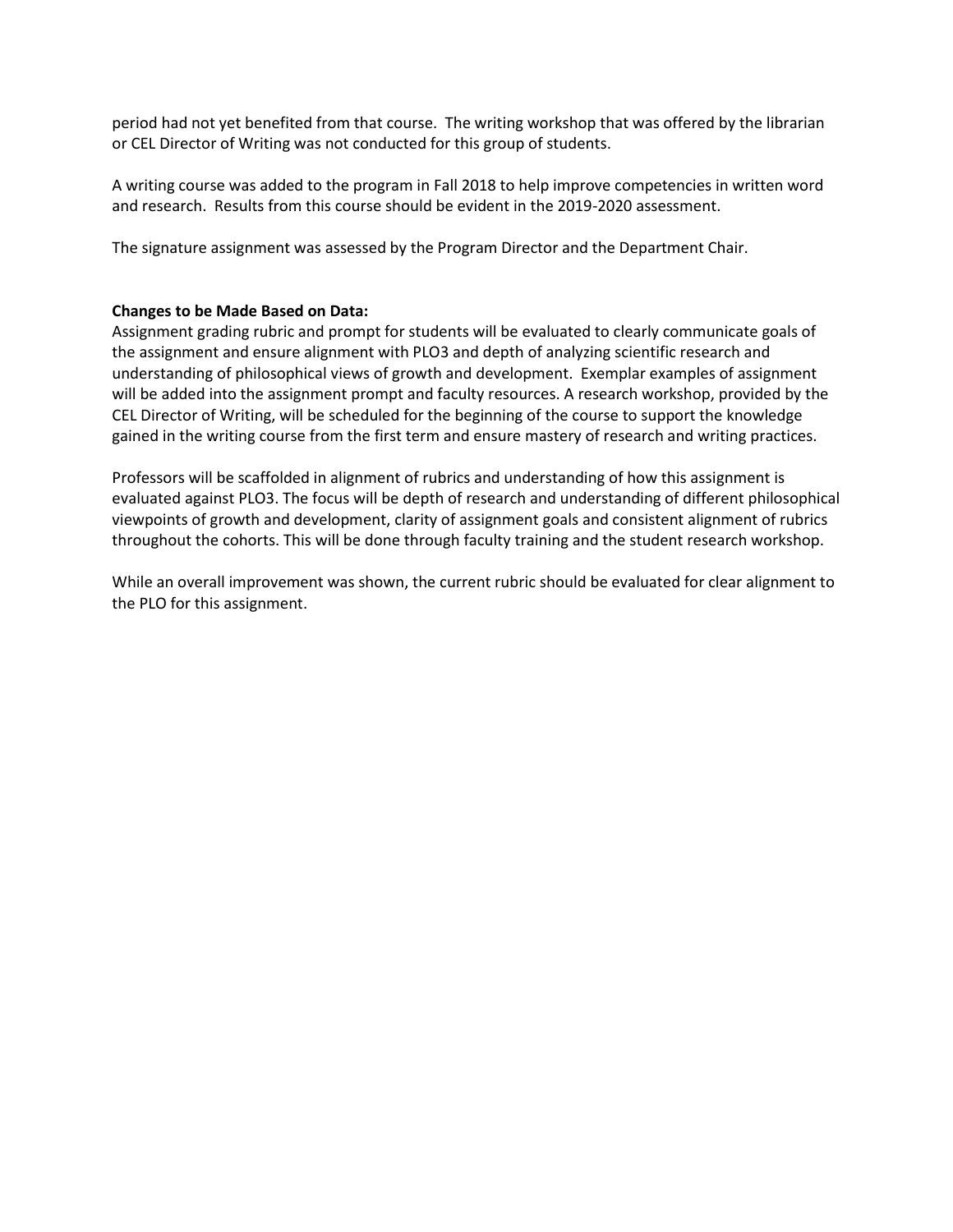period had not yet benefited from that course. The writing workshop that was offered by the librarian or CEL Director of Writing was not conducted for this group of students.

A writing course was added to the program in Fall 2018 to help improve competencies in written word and research. Results from this course should be evident in the 2019-2020 assessment.

The signature assignment was assessed by the Program Director and the Department Chair.

**Changes to be Made Based on Data:**

Assignment grading rubric and prompt for students will be evaluated to clearly communicate goals of the assignment and ensure alignment with PLO3 and depth of analyzing scientific research and understanding of philosophical views of growth and development. Exemplar examples of assignment will be added into the assignment prompt and faculty resources. A research workshop, provided by the CEL Director of Writing, will be scheduled for the beginning of the course to support the knowledge gained in the writing course from the first term and ensure mastery of research and writing practices.

Professors will be scaffolded in alignment of rubrics and understanding of how this assignment is evaluated against PLO3. The focus will be depth of research and understanding of different philosophical viewpoints of growth and development, clarity of assignment goals and consistent alignment of rubrics throughout the cohorts. This will be done through faculty training and the student research workshop.

While an overall improvement was shown, the current rubric should be evaluated for clear alignment to the PLO for this assignment.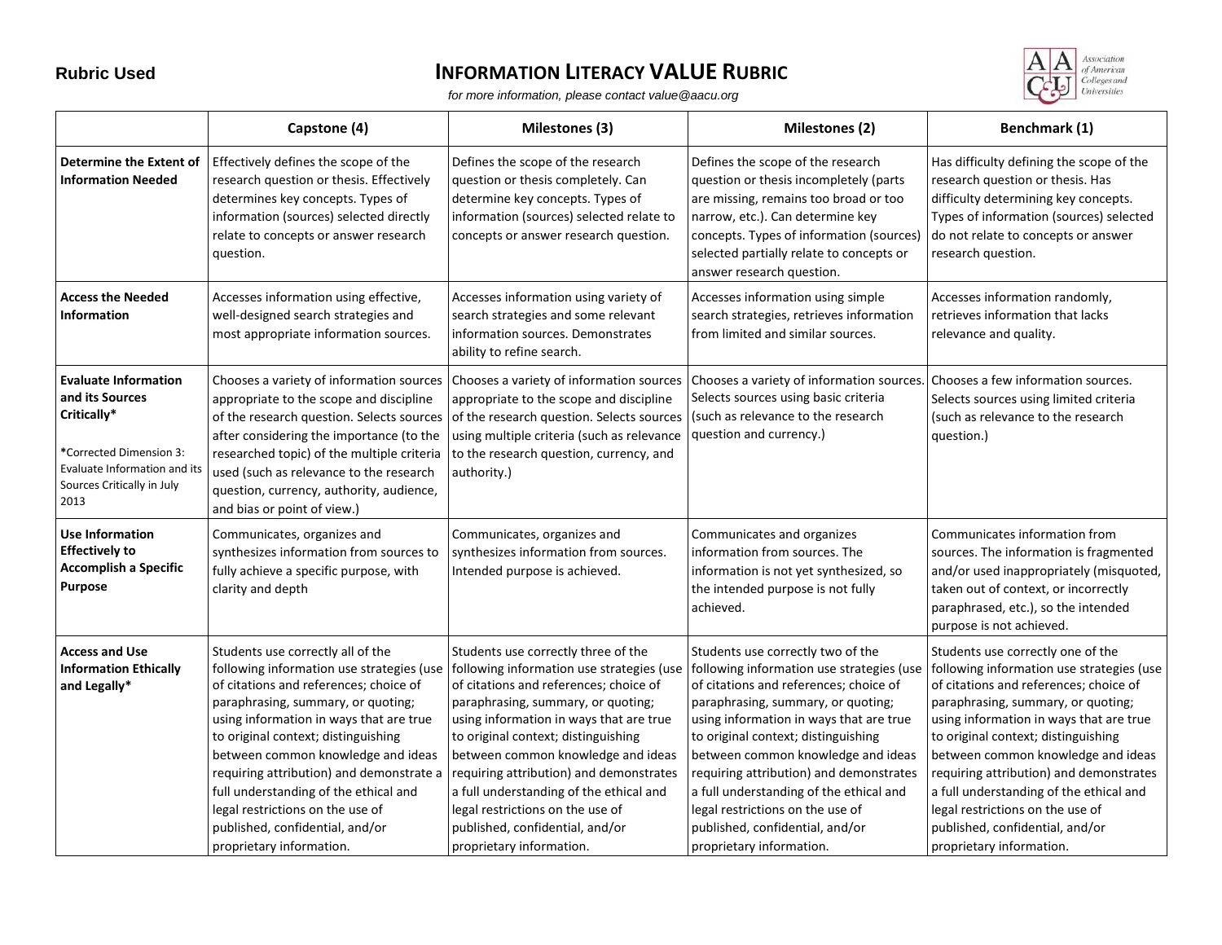**Rubric Used**

# INFORMATION LITERACY VALUE RUBRIC

*for more information, please contact value@aacu.org*

Association of American Colleges and Universities

| | Capstone (4) | Milestones (3) | Milestones (2) | Benchmark (1) |
|---|---|---|---|---|
| **Determine the Extent of Information Needed** | Effectively defines the scope of the research question or thesis. Effectively determines key concepts. Types of information (sources) selected directly relate to concepts or answer research question. | Defines the scope of the research question or thesis completely. Can determine key concepts. Types of information (sources) selected relate to concepts or answer research question. | Defines the scope of the research question or thesis incompletely (parts are missing, remains too broad or too narrow, etc.). Can determine key concepts. Types of information (sources) selected partially relate to concepts or answer research question. | Has difficulty defining the scope of the research question or thesis. Has difficulty determining key concepts. Types of information (sources) selected do not relate to concepts or answer research question. |
| **Access the Needed Information** | Accesses information using effective, well-designed search strategies and most appropriate information sources. | Accesses information using variety of search strategies and some relevant information sources. Demonstrates ability to refine search. | Accesses information using simple search strategies, retrieves information from limited and similar sources. | Accesses information randomly, retrieves information that lacks relevance and quality. |
| **Evaluate Information and its Sources Critically*** <br><br> **\***Corrected Dimension 3: Evaluate Information and its Sources Critically in July 2013 | Chooses a variety of information sources appropriate to the scope and discipline of the research question. Selects sources after considering the importance (to the researched topic) of the multiple criteria used (such as relevance to the research question, currency, authority, audience, and bias or point of view.) | Chooses a variety of information sources appropriate to the scope and discipline of the research question. Selects sources using multiple criteria (such as relevance to the research question, currency, and authority.) | Chooses a variety of information sources. Selects sources using basic criteria (such as relevance to the research question and currency.) | Chooses a few information sources. Selects sources using limited criteria (such as relevance to the research question.) |
| **Use Information Effectively to Accomplish a Specific Purpose** | Communicates, organizes and synthesizes information from sources to fully achieve a specific purpose, with clarity and depth | Communicates, organizes and synthesizes information from sources. Intended purpose is achieved. | Communicates and organizes information from sources. The information is not yet synthesized, so the intended purpose is not fully achieved. | Communicates information from sources. The information is fragmented and/or used inappropriately (misquoted, taken out of context, or incorrectly paraphrased, etc.), so the intended purpose is not achieved. |
| **Access and Use Information Ethically and Legally*** | Students use correctly all of the following information use strategies (use of citations and references; choice of paraphrasing, summary, or quoting; using information in ways that are true to original context; distinguishing between common knowledge and ideas requiring attribution) and demonstrate a full understanding of the ethical and legal restrictions on the use of published, confidential, and/or proprietary information. | Students use correctly three of the following information use strategies (use of citations and references; choice of paraphrasing, summary, or quoting; using information in ways that are true to original context; distinguishing between common knowledge and ideas requiring attribution) and demonstrates a full understanding of the ethical and legal restrictions on the use of published, confidential, and/or proprietary information. | Students use correctly two of the following information use strategies (use of citations and references; choice of paraphrasing, summary, or quoting; using information in ways that are true to original context; distinguishing between common knowledge and ideas requiring attribution) and demonstrates a full understanding of the ethical and legal restrictions on the use of published, confidential, and/or proprietary information. | Students use correctly one of the following information use strategies (use of citations and references; choice of paraphrasing, summary, or quoting; using information in ways that are true to original context; distinguishing between common knowledge and ideas requiring attribution) and demonstrates a full understanding of the ethical and legal restrictions on the use of published, confidential, and/or proprietary information. |